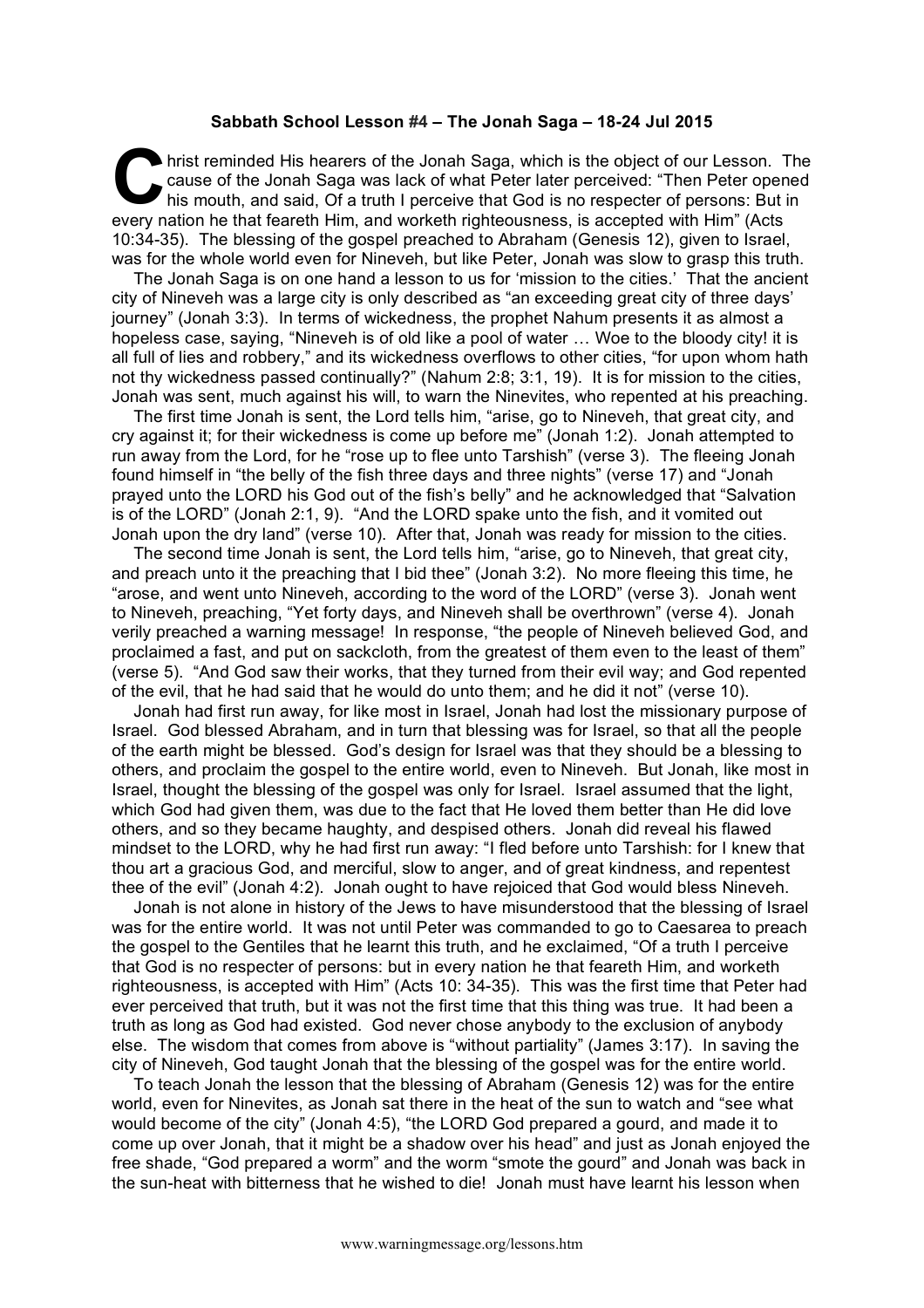**Sabbath School Lesson #4 – The Jonah Saga – 18-24 Jul 2015**

Christ reminded His hearers of the Jonah Saga, which is the object of our Lesson. The cause of the Jonah Saga was lack of what Peter later perceived: "Then Peter opened his mouth, and said, Of a truth I perceive that God is no respecter of persons: But in every nation he that feareth Him, and worketh righteousness, is accepted with Him" (Acts 10:34-35). The blessing of the gospel preached to Abraham (Genesis 12), given to Israel, was for the whole world even for Nineveh, but like Peter, Jonah was slow to grasp this truth.

The Jonah Saga is on one hand a lesson to us for 'mission to the cities.' That the ancient city of Nineveh was a large city is only described as "an exceeding great city of three days' journey" (Jonah 3:3). In terms of wickedness, the prophet Nahum presents it as almost a hopeless case, saying, "Nineveh is of old like a pool of water … Woe to the bloody city! it is all full of lies and robbery," and its wickedness overflows to other cities, "for upon whom hath not thy wickedness passed continually?" (Nahum 2:8; 3:1, 19). It is for mission to the cities, Jonah was sent, much against his will, to warn the Ninevites, who repented at his preaching.

The first time Jonah is sent, the Lord tells him, "arise, go to Nineveh, that great city, and cry against it; for their wickedness is come up before me" (Jonah 1:2). Jonah attempted to run away from the Lord, for he "rose up to flee unto Tarshish" (verse 3). The fleeing Jonah found himself in "the belly of the fish three days and three nights" (verse 17) and "Jonah prayed unto the LORD his God out of the fish's belly" and he acknowledged that "Salvation is of the LORD" (Jonah 2:1, 9). "And the LORD spake unto the fish, and it vomited out Jonah upon the dry land" (verse 10). After that, Jonah was ready for mission to the cities.

The second time Jonah is sent, the Lord tells him, "arise, go to Nineveh, that great city, and preach unto it the preaching that I bid thee" (Jonah 3:2). No more fleeing this time, he "arose, and went unto Nineveh, according to the word of the LORD" (verse 3). Jonah went to Nineveh, preaching, "Yet forty days, and Nineveh shall be overthrown" (verse 4). Jonah verily preached a warning message! In response, "the people of Nineveh believed God, and proclaimed a fast, and put on sackcloth, from the greatest of them even to the least of them" (verse 5). "And God saw their works, that they turned from their evil way; and God repented of the evil, that he had said that he would do unto them; and he did it not" (verse 10).

Jonah had first run away, for like most in Israel, Jonah had lost the missionary purpose of Israel. God blessed Abraham, and in turn that blessing was for Israel, so that all the people of the earth might be blessed. God's design for Israel was that they should be a blessing to others, and proclaim the gospel to the entire world, even to Nineveh. But Jonah, like most in Israel, thought the blessing of the gospel was only for Israel. Israel assumed that the light, which God had given them, was due to the fact that He loved them better than He did love others, and so they became haughty, and despised others. Jonah did reveal his flawed mindset to the LORD, why he had first run away: "I fled before unto Tarshish: for I knew that thou art a gracious God, and merciful, slow to anger, and of great kindness, and repentest thee of the evil" (Jonah 4:2). Jonah ought to have rejoiced that God would bless Nineveh.

Jonah is not alone in history of the Jews to have misunderstood that the blessing of Israel was for the entire world. It was not until Peter was commanded to go to Caesarea to preach the gospel to the Gentiles that he learnt this truth, and he exclaimed, "Of a truth I perceive that God is no respecter of persons: but in every nation he that feareth Him, and worketh righteousness, is accepted with Him" (Acts 10: 34-35). This was the first time that Peter had ever perceived that truth, but it was not the first time that this thing was true. It had been a truth as long as God had existed. God never chose anybody to the exclusion of anybody else. The wisdom that comes from above is "without partiality" (James 3:17). In saving the city of Nineveh, God taught Jonah that the blessing of the gospel was for the entire world.

To teach Jonah the lesson that the blessing of Abraham (Genesis 12) was for the entire world, even for Ninevites, as Jonah sat there in the heat of the sun to watch and "see what would become of the city" (Jonah 4:5), "the LORD God prepared a gourd, and made it to come up over Jonah, that it might be a shadow over his head" and just as Jonah enjoyed the free shade, "God prepared a worm" and the worm "smote the gourd" and Jonah was back in the sun-heat with bitterness that he wished to die! Jonah must have learnt his lesson when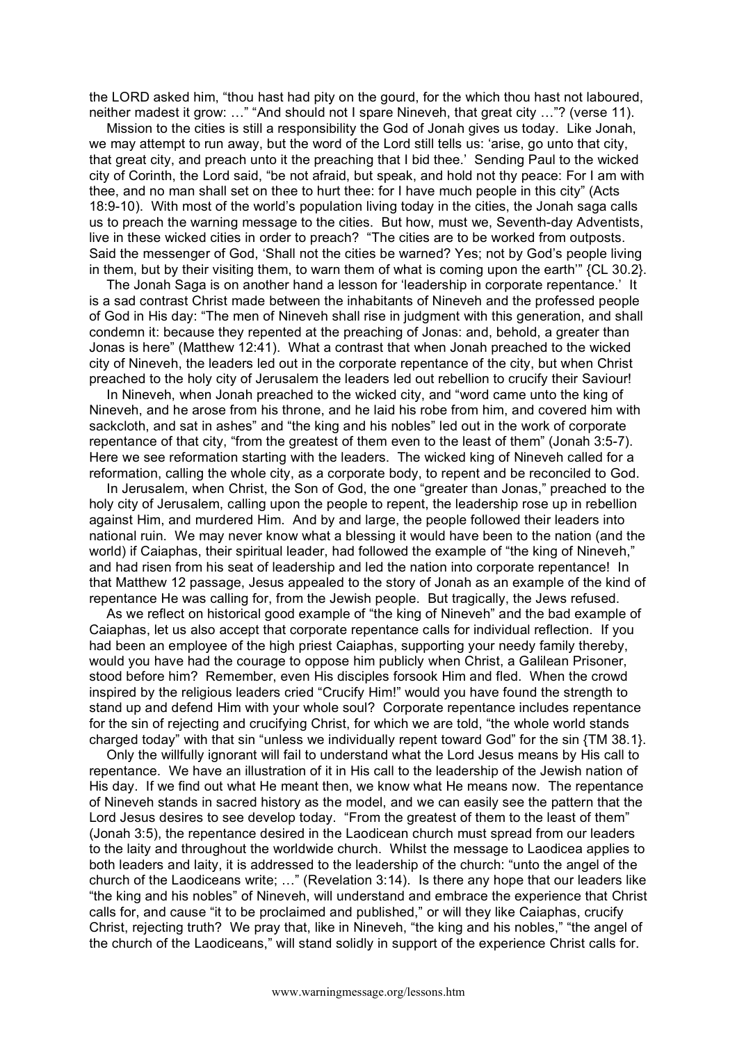the LORD asked him, "thou hast had pity on the gourd, for the which thou hast not laboured, neither madest it grow: …" "And should not I spare Nineveh, that great city …"? (verse 11).

Mission to the cities is still a responsibility the God of Jonah gives us today. Like Jonah, we may attempt to run away, but the word of the Lord still tells us: 'arise, go unto that city, that great city, and preach unto it the preaching that I bid thee.' Sending Paul to the wicked city of Corinth, the Lord said, "be not afraid, but speak, and hold not thy peace: For I am with thee, and no man shall set on thee to hurt thee: for I have much people in this city" (Acts 18:9-10). With most of the world's population living today in the cities, the Jonah saga calls us to preach the warning message to the cities. But how, must we, Seventh-day Adventists, live in these wicked cities in order to preach? "The cities are to be worked from outposts. Said the messenger of God, 'Shall not the cities be warned? Yes; not by God's people living in them, but by their visiting them, to warn them of what is coming upon the earth'" {CL 30.2}.

The Jonah Saga is on another hand a lesson for 'leadership in corporate repentance.' It is a sad contrast Christ made between the inhabitants of Nineveh and the professed people of God in His day: "The men of Nineveh shall rise in judgment with this generation, and shall condemn it: because they repented at the preaching of Jonas: and, behold, a greater than Jonas is here" (Matthew 12:41). What a contrast that when Jonah preached to the wicked city of Nineveh, the leaders led out in the corporate repentance of the city, but when Christ preached to the holy city of Jerusalem the leaders led out rebellion to crucify their Saviour!

In Nineveh, when Jonah preached to the wicked city, and "word came unto the king of Nineveh, and he arose from his throne, and he laid his robe from him, and covered him with sackcloth, and sat in ashes" and "the king and his nobles" led out in the work of corporate repentance of that city, "from the greatest of them even to the least of them" (Jonah 3:5-7). Here we see reformation starting with the leaders. The wicked king of Nineveh called for a reformation, calling the whole city, as a corporate body, to repent and be reconciled to God.

In Jerusalem, when Christ, the Son of God, the one "greater than Jonas," preached to the holy city of Jerusalem, calling upon the people to repent, the leadership rose up in rebellion against Him, and murdered Him. And by and large, the people followed their leaders into national ruin. We may never know what a blessing it would have been to the nation (and the world) if Caiaphas, their spiritual leader, had followed the example of "the king of Nineveh," and had risen from his seat of leadership and led the nation into corporate repentance! In that Matthew 12 passage, Jesus appealed to the story of Jonah as an example of the kind of repentance He was calling for, from the Jewish people. But tragically, the Jews refused.

As we reflect on historical good example of "the king of Nineveh" and the bad example of Caiaphas, let us also accept that corporate repentance calls for individual reflection. If you had been an employee of the high priest Caiaphas, supporting your needy family thereby, would you have had the courage to oppose him publicly when Christ, a Galilean Prisoner, stood before him? Remember, even His disciples forsook Him and fled. When the crowd inspired by the religious leaders cried "Crucify Him!" would you have found the strength to stand up and defend Him with your whole soul? Corporate repentance includes repentance for the sin of rejecting and crucifying Christ, for which we are told, "the whole world stands charged today" with that sin "unless we individually repent toward God" for the sin {TM 38.1}.

Only the willfully ignorant will fail to understand what the Lord Jesus means by His call to repentance. We have an illustration of it in His call to the leadership of the Jewish nation of His day. If we find out what He meant then, we know what He means now. The repentance of Nineveh stands in sacred history as the model, and we can easily see the pattern that the Lord Jesus desires to see develop today. "From the greatest of them to the least of them" (Jonah 3:5), the repentance desired in the Laodicean church must spread from our leaders to the laity and throughout the worldwide church. Whilst the message to Laodicea applies to both leaders and laity, it is addressed to the leadership of the church: "unto the angel of the church of the Laodiceans write; …" (Revelation 3:14). Is there any hope that our leaders like "the king and his nobles" of Nineveh, will understand and embrace the experience that Christ calls for, and cause "it to be proclaimed and published," or will they like Caiaphas, crucify Christ, rejecting truth? We pray that, like in Nineveh, "the king and his nobles," "the angel of the church of the Laodiceans," will stand solidly in support of the experience Christ calls for.